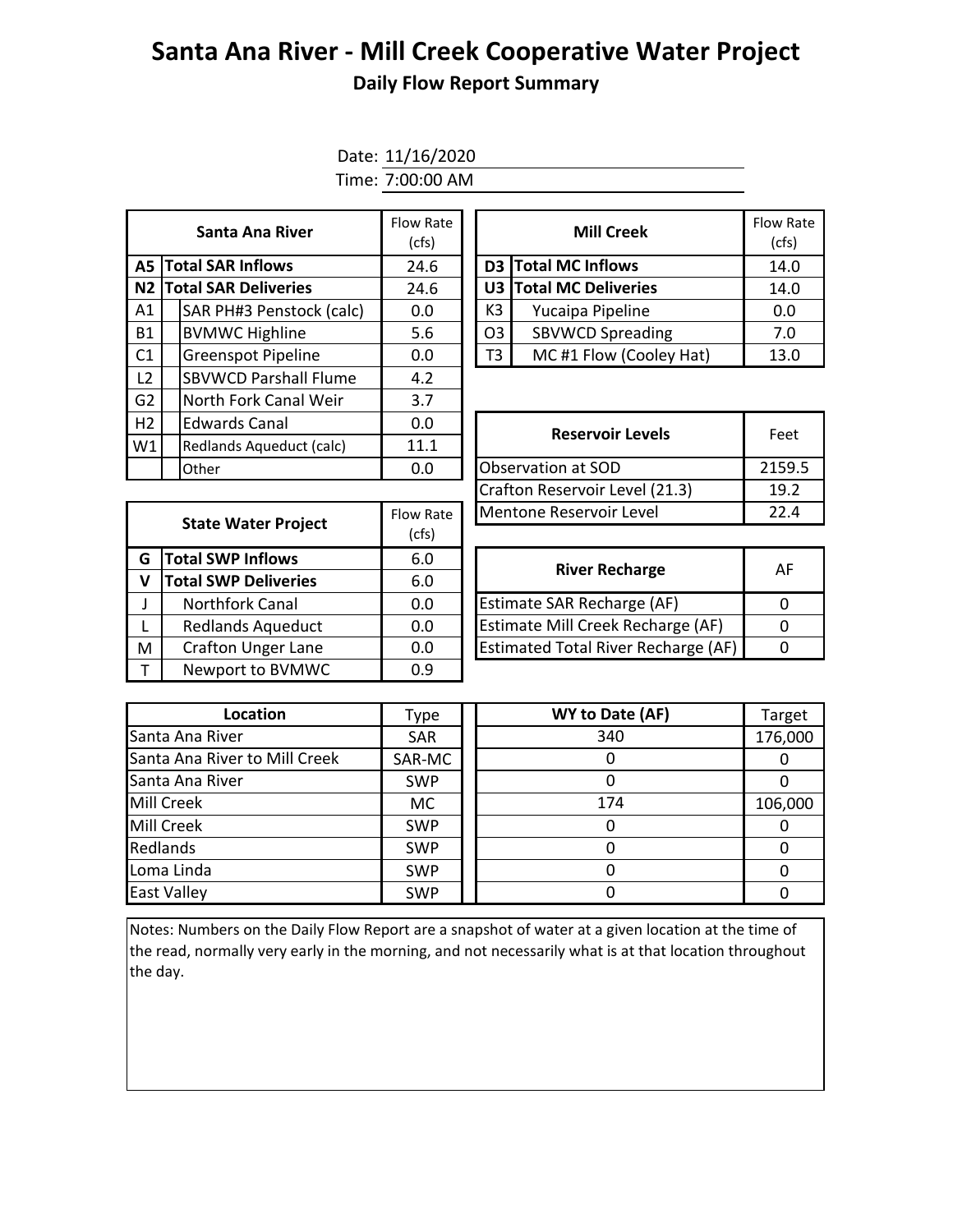# Santa Ana River - Mill Creek Cooperative Water Project

## Daily Flow Report Summary

Date: 11/16/2020

Time: 7:00:00 AM

| | Santa Ana River | Flow Rate (cfs) |
|---|---|---|
| **A5** | **Total SAR Inflows** | 24.6 |
| **N2** | **Total SAR Deliveries** | 24.6 |
| A1 | SAR PH#3 Penstock (calc) | 0.0 |
| B1 | BVMWC Highline | 5.6 |
| C1 | Greenspot Pipeline | 0.0 |
| L2 | SBVWCD Parshall Flume | 4.2 |
| G2 | North Fork Canal Weir | 3.7 |
| H2 | Edwards Canal | 0.0 |
| W1 | Redlands Aqueduct (calc) | 11.1 |
| | Other | 0.0 |

| | Mill Creek | Flow Rate (cfs) |
|---|---|---|
| **D3** | **Total MC Inflows** | 14.0 |
| **U3** | **Total MC Deliveries** | 14.0 |
| K3 | Yucaipa Pipeline | 0.0 |
| O3 | SBVWCD Spreading | 7.0 |
| T3 | MC #1 Flow (Cooley Hat) | 13.0 |

| Reservoir Levels | Feet |
|---|---|
| Observation at SOD | 2159.5 |
| Crafton Reservoir Level (21.3) | 19.2 |
| Mentone Reservoir Level | 22.4 |

| | State Water Project | Flow Rate (cfs) |
|---|---|---|
| **G** | **Total SWP Inflows** | 6.0 |
| **V** | **Total SWP Deliveries** | 6.0 |
| J | Northfork Canal | 0.0 |
| L | Redlands Aqueduct | 0.0 |
| M | Crafton Unger Lane | 0.0 |
| T | Newport to BVMWC | 0.9 |

| River Recharge | AF |
|---|---|
| Estimate SAR Recharge (AF) | 0 |
| Estimate Mill Creek Recharge (AF) | 0 |
| Estimated Total River Recharge (AF) | 0 |

| Location | Type | WY to Date (AF) | Target |
|---|---|---|---|
| Santa Ana River | SAR | 340 | 176,000 |
| Santa Ana River to Mill Creek | SAR-MC | 0 | 0 |
| Santa Ana River | SWP | 0 | 0 |
| Mill Creek | MC | 174 | 106,000 |
| Mill Creek | SWP | 0 | 0 |
| Redlands | SWP | 0 | 0 |
| Loma Linda | SWP | 0 | 0 |
| East Valley | SWP | 0 | 0 |

Notes: Numbers on the Daily Flow Report are a snapshot of water at a given location at the time of the read, normally very early in the morning, and not necessarily what is at that location throughout the day.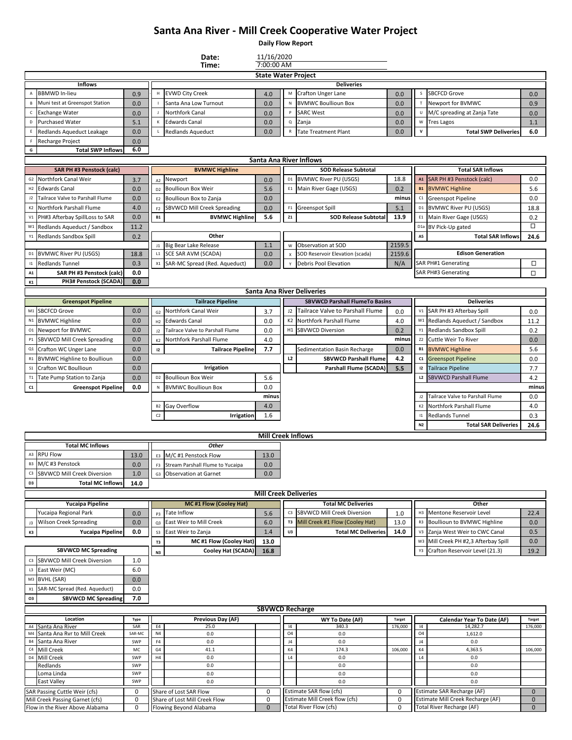# Santa Ana River - Mill Creek Cooperative Water Project

**Daily Flow Report**

**Date:** 11/16/2020
**Time:** 7:00:00 AM

## State Water Project

### Inflows

| | | |
|---|---|---|
| A | BBMWD In-lieu | 0.9 |
| B | Muni test at Greenspot Station | 0.0 |
| C | Exchange Water | 0.0 |
| D | Purchased Water | 5.1 |
| E | Redlands Aqueduct Leakage | 0.0 |
| F | Recharge Project | 0.0 |
| G | **Total SWP Inflows** | **6.0** |

### Deliveries

| | | | | | | | | |
|---|---|---|---|---|---|---|---|---|
| H | EVWD City Creek | 4.0 | M | Crafton Unger Lane | 0.0 | S | SBCFCD Grove | 0.0 |
| I | Santa Ana Low Turnout | 0.0 | N | BVMWC Boullioun Box | 0.0 | T | Newport for BVMWC | 0.9 |
| J | Northfork Canal | 0.0 | P | SARC West | 0.0 | U | M/C spreading at Zanja Tate | 0.0 |
| K | Edwards Canal | 0.0 | Q | Zanja | 0.0 | W | Tres Lagos | 1.1 |
| L | Redlands Aqueduct | 0.0 | R | Tate Treatment Plant | 0.0 | V | **Total SWP Deliveries** | **6.0** |

## Santa Ana River Inflows

### SAR PH #3 Penstock (calc)

| | | |
|---|---|---|
| G2 | Northfork Canal Weir | 3.7 |
| H2 | Edwards Canal | 0.0 |
| J2 | Tailrace Valve to Parshall Flume | 0.0 |
| K2 | Northfork Parshall Flume | 4.0 |
| V1 | PH#3 Afterbay SpillLoss to SAR | 0.0 |
| W1 | Redlands Aqueduct / Sandbox | 11.2 |
| Y1 | Redlands Sandbox Spill | 0.2 |
| D1 | BVMWC River PU (USGS) | 18.8 |
| I1 | Redlands Tunnel | 0.3 |
| A1 | **SAR PH #3 Penstock (calc)** | **0.0** |
| K1 | **PH3# Penstock (SCADA)** | **0.0** |

### BVMWC Highline

| | | |
|---|---|---|
| A2 | Newport | 0.0 |
| D2 | Boullioun Box Weir | 5.6 |
| E2 | Boullioun Box to Zanja | 0.0 |
| F2 | SBVWCD Mill Creek Spreading | 0.0 |
| B1 | **BVMWC Highline** | **5.6** |

### Other

| | | |
|---|---|---|
| J1 | Big Bear Lake Release | 1.1 |
| L1 | SCE SAR AVM (SCADA) | 0.0 |
| X1 | SAR-MC Spread (Red. Aqueduct) | 0.0 |

### SOD Release Subtotal

| | | |
|---|---|---|
| D1 | BVMWC River PU (USGS) | 18.8 |
| E1 | Main River Gage (USGS) | 0.2 |
| | | minus |
| F1 | Greenspot Spill | 5.1 |
| Z1 | **SOD Release Subtotal** | **13.9** |
| W | Observation at SOD | 2159.5 |
| X | SOD Reservoir Elevation (scada) | 2159.6 |
| Y | Debris Pool Elevation | N/A |

### Total SAR Inflows

| | | |
|---|---|---|
| A1 | SAR PH #3 Penstock (calc) | 0.0 |
| B1 | BVMWC Highline | 5.6 |
| C1 | Greenspot Pipeline | 0.0 |
| D1 | BVMWC River PU (USGS) | 18.8 |
| E1 | Main River Gage (USGS) | 0.2 |
| D1a | BV Pick-Up gated | ☐ |
| A5 | **Total SAR Inflows** | **24.6** |

### Edison Generation

| | |
|---|---|
| SAR PH#1 Generating | ☐ |
| SAR PH#3 Generating | ☐ |

## Santa Ana River Deliveries

### Greenspot Pipeline

| | | |
|---|---|---|
| M1 | SBCFCD Grove | 0.0 |
| N1 | BVMWC Highline | 0.0 |
| O1 | Newport for BVMWC | 0.0 |
| P1 | SBVWCD Mill Creek Spreading | 0.0 |
| Q1 | Crafton WC Unger Lane | 0.0 |
| R1 | BVMWC Highline to Boullioun | 0.0 |
| S1 | Crafton WC Boullioun | 0.0 |
| T1 | Tate Pump Station to Zanja | 0.0 |
| C1 | **Greenspot Pipeline** | **0.0** |

### Tailrace Pipeline

| | | |
|---|---|---|
| G2 | Northfork Canal Weir | 3.7 |
| H2 | Edwards Canal | 0.0 |
| J2 | Tailrace Valve to Parshall Flume | 0.0 |
| K2 | Northfork Parshall Flume | 4.0 |
| I2 | **Tailrace Pipeline** | **7.7** |

### Irrigation

| | | |
|---|---|---|
| D2 | Boullioun Box Weir | 5.6 |
| N | BVMWC Boullioun Box | 0.0 |
| | | minus |
| B2 | Gay Overflow | 4.0 |
| C2 | **Irrigation** | **1.6** |

### SBVWCD Parshall FlumeTo Basins

| | | |
|---|---|---|
| J2 | Tailrace Valve to Parshall Flume | 0.0 |
| K2 | Northfork Parshall Flume | 4.0 |
| H1 | SBVWCD Diversion | 0.2 |
| | | minus |
| | Sedimentation Basin Recharge | 0.0 |
| L2 | **SBVWCD Parshall Flume** | **4.2** |
| | **Parshall Flume (SCADA)** | **5.5** |

### Deliveries

| | | |
|---|---|---|
| V1 | SAR PH #3 Afterbay Spill | 0.0 |
| W1 | Redlands Aqueduct / Sandbox | 11.2 |
| Y1 | Redlands Sandbox Spill | 0.2 |
| Z2 | Cuttle Weir To River | 0.0 |
| B1 | BVMWC Highline | 5.6 |
| C1 | Greenspot Pipeline | 0.0 |
| I2 | Tailrace Pipeline | 7.7 |
| L2 | SBVWCD Parshall Flume | 4.2 |
| | | minus |
| J2 | Tailrace Valve to Parshall Flume | 0.0 |
| K2 | Northfork Parshall Flume | 4.0 |
| I1 | Redlands Tunnel | 0.3 |
| N2 | **Total SAR Deliveries** | **24.6** |

## Mill Creek Inflows

### Total MC Inflows

| | | |
|---|---|---|
| A3 | RPU Flow | 13.0 |
| B3 | M/C #3 Penstock | 0.0 |
| C3 | SBVWCD Mill Creek Diversion | 1.0 |
| D3 | **Total MC Inflows** | **14.0** |

### *Other*

| | | |
|---|---|---|
| E3 | M/C #1 Penstock Flow | 13.0 |
| F3 | Stream Parshall Flume to Yucaipa | 0.0 |
| G3 | Observation at Garnet | 0.0 |

## Mill Creek Deliveries

### Yucaipa Pipeline

| | | |
|---|---|---|
| | Yucaipa Regional Park | 0.0 |
| J3 | Wilson Creek Spreading | 0.0 |
| K3 | **Yucaipa Pipeline** | **0.0** |

### SBVWCD MC Spreading

| | | |
|---|---|---|
| C3 | SBVWCD Mill Creek Diversion | 1.0 |
| L3 | East Weir (MC) | 6.0 |
| M3 | BVHL (SAR) | 0.0 |
| X1 | SAR-MC Spread (Red. Aqueduct) | 0.0 |
| O3 | **SBVWCD MC Spreading** | **7.0** |

### MC #1 Flow (Cooley Hat)

| | | |
|---|---|---|
| P3 | Tate Inflow | 5.6 |
| Q3 | East Weir to Mill Creek | 6.0 |
| S3 | East Weir to Zanja | 1.4 |
| T3 | **MC #1 Flow (Cooley Hat)** | **13.0** |
| N3 | **Cooley Hat (SCADA)** | **16.8** |

### Total MC Deliveries

| | | |
|---|---|---|
| C3 | SBVWCD Mill Creek Diversion | 1.0 |
| T3 | Mill Creek #1 Flow (Cooley Hat) | 13.0 |
| U3 | **Total MC Deliveries** | **14.0** |

### Other

| | | |
|---|---|---|
| H3 | Mentone Reservoir Level | 22.4 |
| R3 | Boullioun to BVMWC Highline | 0.0 |
| V3 | Zanja West Weir to CWC Canal | 0.5 |
| W3 | Mill Creek PH #2,3 Afterbay Spill | 0.0 |
| Y3 | Crafton Reservoir Level (21.3) | 19.2 |

## SBVWCD Recharge

| | Location | Type | | Previous Day (AF) | | WY To Date (AF) | Target | | Calendar Year To Date (AF) | Target |
|---|---|---|---|---|---|---|---|---|---|---|
| A4 | Santa Ana River | SAR | E4 | 25.0 | I4 | 340.3 | 176,000 | I4 | 14,282.7 | 176,000 |
| M4 | Santa Ana Rvr to Mill Creek | SAR-MC | N4 | 0.0 | O4 | 0.0 | | O4 | 1,612.0 | |
| B4 | Santa Ana River | SWP | F4 | 0.0 | J4 | 0.0 | | J4 | 0.0 | |
| C4 | Mill Creek | MC | G4 | 41.1 | K4 | 174.3 | 106,000 | K4 | 4,363.5 | 106,000 |
| D4 | Mill Creek | SWP | H4 | 0.0 | L4 | 0.0 | | L4 | 0.0 | |
| | Redlands | SWP | | 0.0 | | 0.0 | | | 0.0 | |
| | Loma Linda | SWP | | 0.0 | | 0.0 | | | 0.0 | |
| | East Valley | SWP | | 0.0 | | 0.0 | | | 0.0 | |

| | | | | | | | |
|---|---|---|---|---|---|---|---|
| SAR Passing Cuttle Weir (cfs) | 0 | Share of Lost SAR Flow | 0 | Estimate SAR flow (cfs) | 0 | Estimate SAR Recharge (AF) | 0 |
| Mill Creek Passing Garnet (cfs) | 0 | Share of Lost Mill Creek Flow | 0 | Estimate Mill Creek flow (cfs) | 0 | Estimate Mill Creek Recharge (AF) | 0 |
| Flow in the River Above Alabama | 0 | Flowing Beyond Alabama | 0 | Total River Flow (cfs) | 0 | Total River Recharge (AF) | 0 |